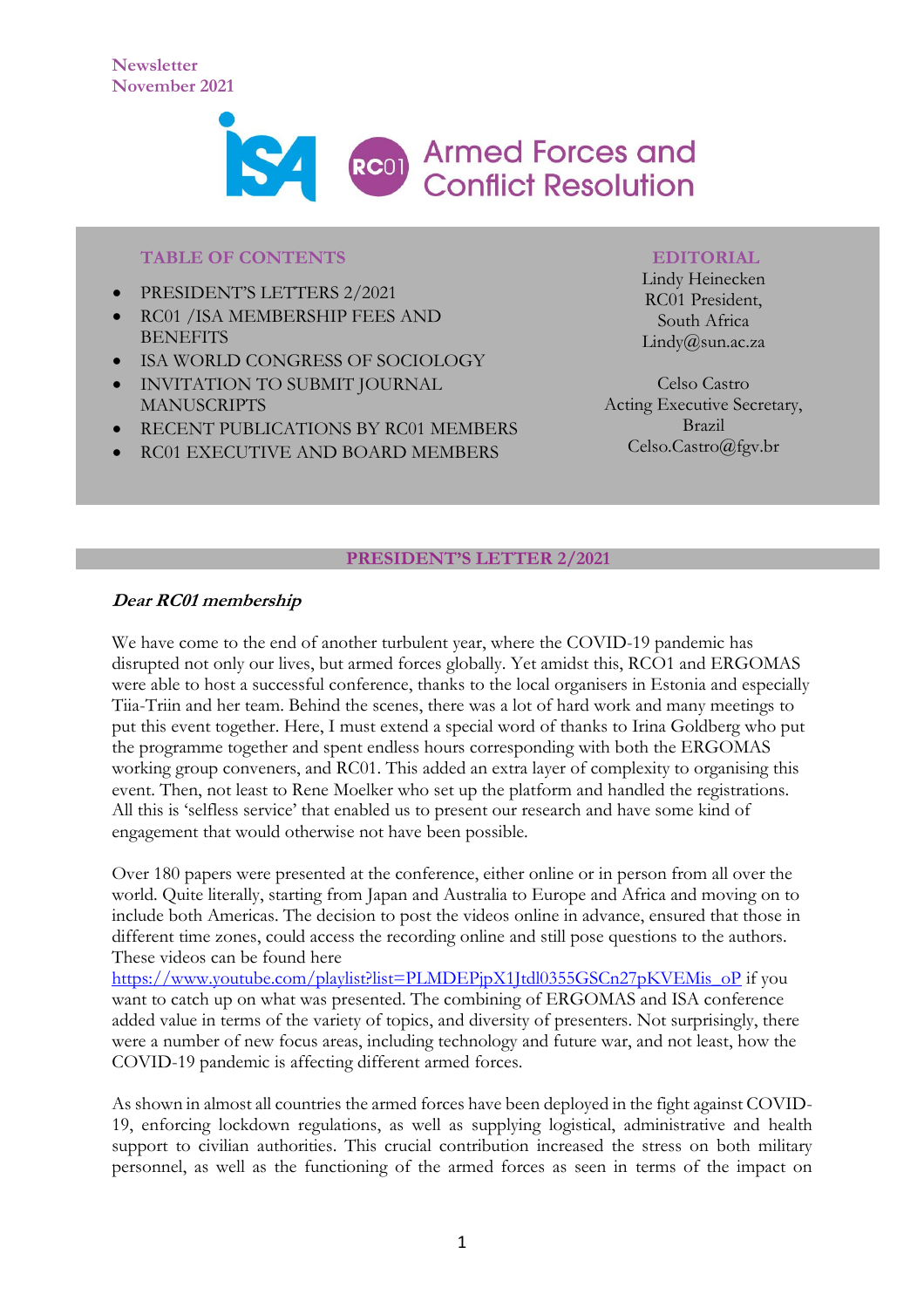Newsletter
November 2021

# RC01 Armed Forces and Conflict Resolution

**TABLE OF CONTENTS**

- PRESIDENT'S LETTERS 2/2021
- RC01 /ISA MEMBERSHIP FEES AND BENEFITS
- ISA WORLD CONGRESS OF SOCIOLOGY
- INVITATION TO SUBMIT JOURNAL MANUSCRIPTS
- RECENT PUBLICATIONS BY RC01 MEMBERS
- RC01 EXECUTIVE AND BOARD MEMBERS

**EDITORIAL**

Lindy Heinecken
RC01 President,
South Africa
Lindy@sun.ac.za

Celso Castro
Acting Executive Secretary,
Brazil
Celso.Castro@fgv.br

## PRESIDENT'S LETTER 2/2021

***Dear RC01 membership***

We have come to the end of another turbulent year, where the COVID-19 pandemic has disrupted not only our lives, but armed forces globally. Yet amidst this, RCO1 and ERGOMAS were able to host a successful conference, thanks to the local organisers in Estonia and especially Tiia-Triin and her team. Behind the scenes, there was a lot of hard work and many meetings to put this event together. Here, I must extend a special word of thanks to Irina Goldberg who put the programme together and spent endless hours corresponding with both the ERGOMAS working group conveners, and RC01. This added an extra layer of complexity to organising this event. Then, not least to Rene Moelker who set up the platform and handled the registrations. All this is 'selfless service' that enabled us to present our research and have some kind of engagement that would otherwise not have been possible.

Over 180 papers were presented at the conference, either online or in person from all over the world. Quite literally, starting from Japan and Australia to Europe and Africa and moving on to include both Americas. The decision to post the videos online in advance, ensured that those in different time zones, could access the recording online and still pose questions to the authors. These videos can be found here https://www.youtube.com/playlist?list=PLMDEPjpX1Jtdl0355GSCn27pKVEMis_oP if you want to catch up on what was presented. The combining of ERGOMAS and ISA conference added value in terms of the variety of topics, and diversity of presenters. Not surprisingly, there were a number of new focus areas, including technology and future war, and not least, how the COVID-19 pandemic is affecting different armed forces.

As shown in almost all countries the armed forces have been deployed in the fight against COVID-19, enforcing lockdown regulations, as well as supplying logistical, administrative and health support to civilian authorities. This crucial contribution increased the stress on both military personnel, as well as the functioning of the armed forces as seen in terms of the impact on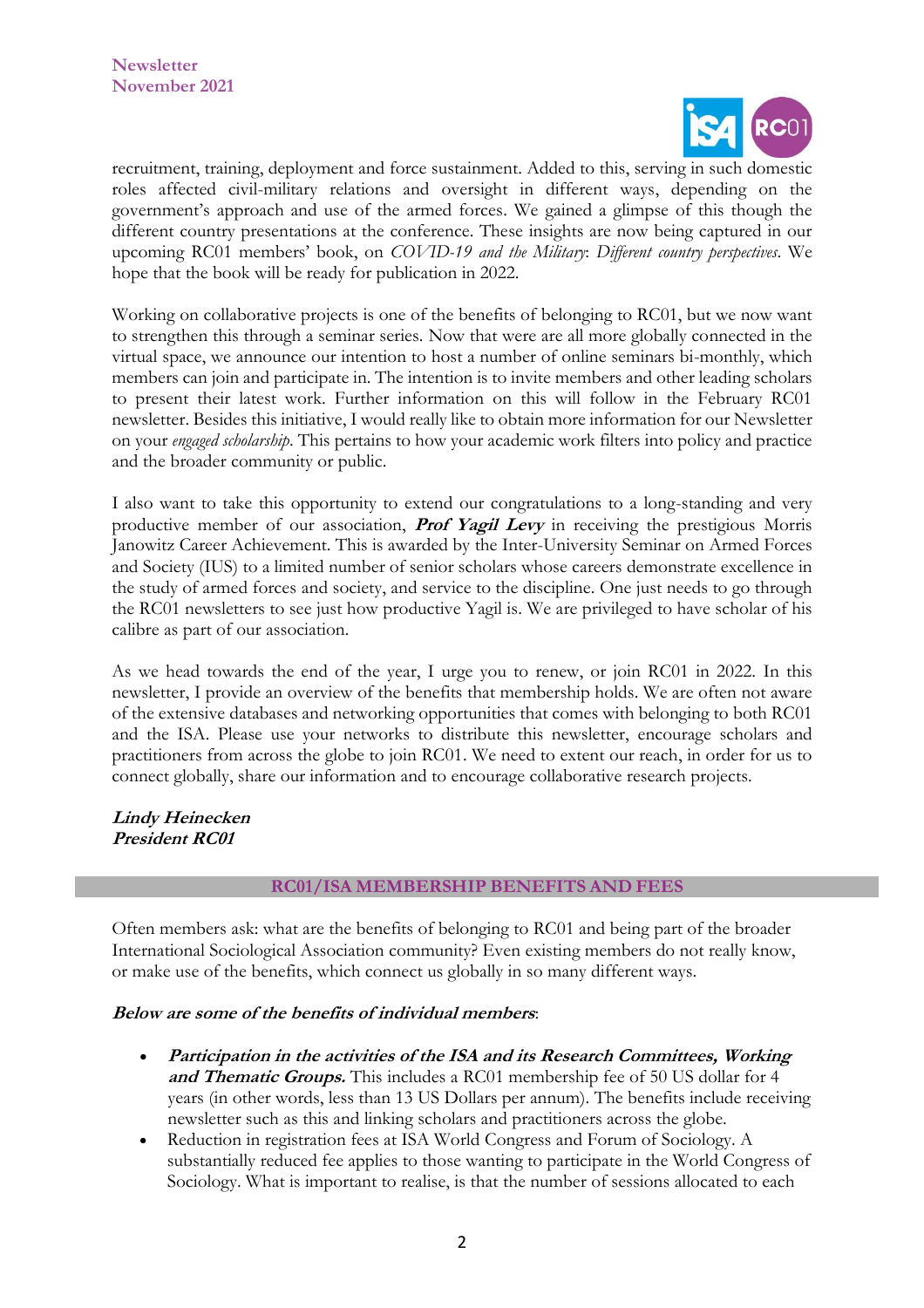recruitment, training, deployment and force sustainment. Added to this, serving in such domestic roles affected civil-military relations and oversight in different ways, depending on the government's approach and use of the armed forces. We gained a glimpse of this though the different country presentations at the conference. These insights are now being captured in our upcoming RC01 members' book, on *COVID-19 and the Military: Different country perspectives*. We hope that the book will be ready for publication in 2022.

Working on collaborative projects is one of the benefits of belonging to RC01, but we now want to strengthen this through a seminar series. Now that were are all more globally connected in the virtual space, we announce our intention to host a number of online seminars bi-monthly, which members can join and participate in. The intention is to invite members and other leading scholars to present their latest work. Further information on this will follow in the February RC01 newsletter. Besides this initiative, I would really like to obtain more information for our Newsletter on your *engaged scholarship*. This pertains to how your academic work filters into policy and practice and the broader community or public.

I also want to take this opportunity to extend our congratulations to a long-standing and very productive member of our association, ***Prof Yagil Levy*** in receiving the prestigious Morris Janowitz Career Achievement. This is awarded by the Inter-University Seminar on Armed Forces and Society (IUS) to a limited number of senior scholars whose careers demonstrate excellence in the study of armed forces and society, and service to the discipline. One just needs to go through the RC01 newsletters to see just how productive Yagil is. We are privileged to have scholar of his calibre as part of our association.

As we head towards the end of the year, I urge you to renew, or join RC01 in 2022. In this newsletter, I provide an overview of the benefits that membership holds. We are often not aware of the extensive databases and networking opportunities that comes with belonging to both RC01 and the ISA. Please use your networks to distribute this newsletter, encourage scholars and practitioners from across the globe to join RC01. We need to extent our reach, in order for us to connect globally, share our information and to encourage collaborative research projects.

***Lindy Heinecken***
***President RC01***

## RC01/ISA MEMBERSHIP BENEFITS AND FEES

Often members ask: what are the benefits of belonging to RC01 and being part of the broader International Sociological Association community? Even existing members do not really know, or make use of the benefits, which connect us globally in so many different ways.

***Below are some of the benefits of individual members***:

- ***Participation in the activities of the ISA and its Research Committees, Working and Thematic Groups.*** This includes a RC01 membership fee of 50 US dollar for 4 years (in other words, less than 13 US Dollars per annum). The benefits include receiving newsletter such as this and linking scholars and practitioners across the globe.
- Reduction in registration fees at ISA World Congress and Forum of Sociology. A substantially reduced fee applies to those wanting to participate in the World Congress of Sociology. What is important to realise, is that the number of sessions allocated to each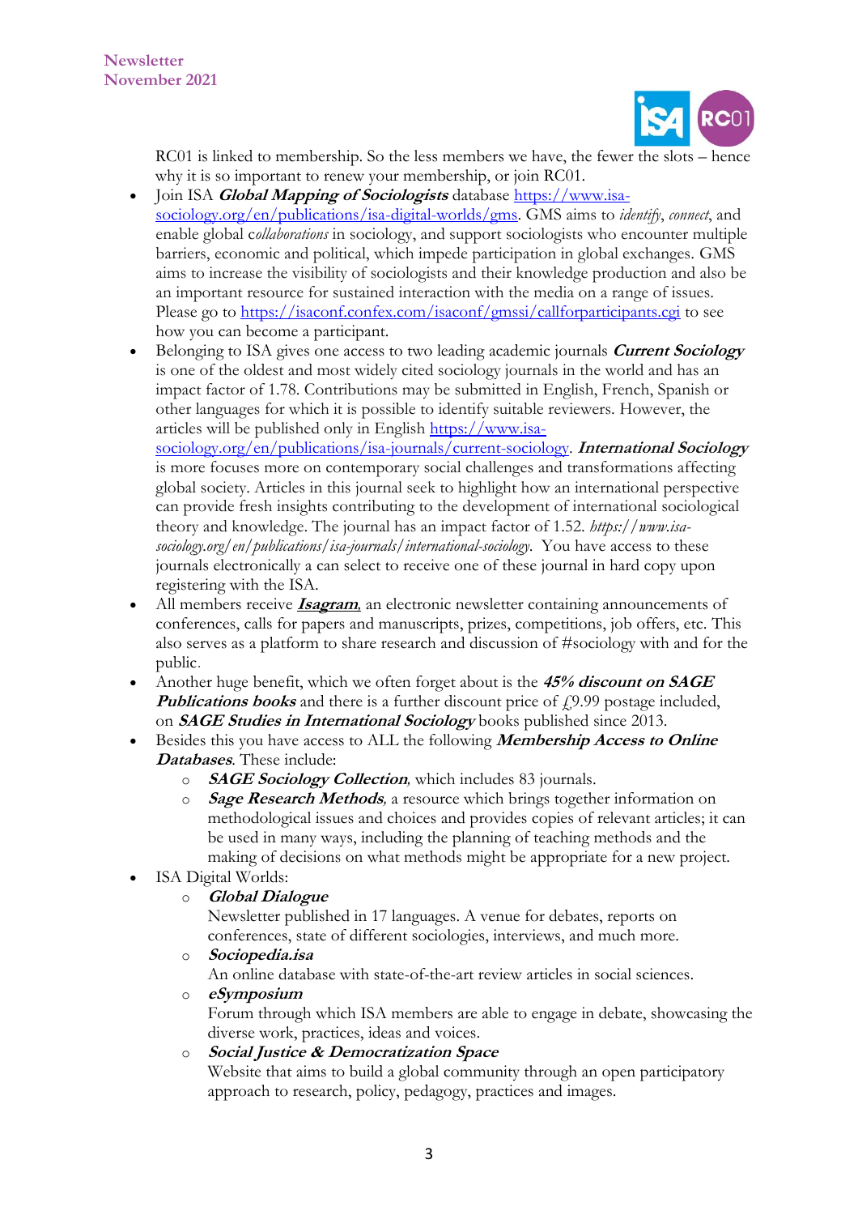RC01 is linked to membership. So the less members we have, the fewer the slots – hence why it is so important to renew your membership, or join RC01.

- Join ISA ***Global Mapping of Sociologists*** database https://www.isa-sociology.org/en/publications/isa-digital-worlds/gms. GMS aims to *identify*, *connect*, and enable global c*ollaborations* in sociology, and support sociologists who encounter multiple barriers, economic and political, which impede participation in global exchanges. GMS aims to increase the visibility of sociologists and their knowledge production and also be an important resource for sustained interaction with the media on a range of issues. Please go to https://isaconf.confex.com/isaconf/gmssi/callforparticipants.cgi to see how you can become a participant.
- Belonging to ISA gives one access to two leading academic journals ***Current Sociology*** is one of the oldest and most widely cited sociology journals in the world and has an impact factor of 1.78. Contributions may be submitted in English, French, Spanish or other languages for which it is possible to identify suitable reviewers. However, the articles will be published only in English https://www.isa-sociology.org/en/publications/isa-journals/current-sociology. ***International Sociology*** is more focuses more on contemporary social challenges and transformations affecting global society. Articles in this journal seek to highlight how an international perspective can provide fresh insights contributing to the development of international sociological theory and knowledge. The journal has an impact factor of 1.52. *https://www.isa-sociology.org/en/publications/isa-journals/international-sociology.* You have access to these journals electronically a can select to receive one of these journal in hard copy upon registering with the ISA.
- All members receive ***Isagram***, an electronic newsletter containing announcements of conferences, calls for papers and manuscripts, prizes, competitions, job offers, etc. This also serves as a platform to share research and discussion of #sociology with and for the public.
- Another huge benefit, which we often forget about is the ***45% discount on SAGE Publications books*** and there is a further discount price of £9.99 postage included, on ***SAGE Studies in International Sociology*** books published since 2013.
- Besides this you have access to ALL the following ***Membership Access to Online Databases***. These include:
    - ***SAGE Sociology Collection***, which includes 83 journals.
    - ***Sage Research Methods***, a resource which brings together information on methodological issues and choices and provides copies of relevant articles; it can be used in many ways, including the planning of teaching methods and the making of decisions on what methods might be appropriate for a new project.
- ISA Digital Worlds:
    - ***Global Dialogue***
      Newsletter published in 17 languages. A venue for debates, reports on conferences, state of different sociologies, interviews, and much more.
    - ***Sociopedia.isa***
      An online database with state-of-the-art review articles in social sciences.
    - ***eSymposium***
      Forum through which ISA members are able to engage in debate, showcasing the diverse work, practices, ideas and voices.
    - ***Social Justice & Democratization Space***
      Website that aims to build a global community through an open participatory approach to research, policy, pedagogy, practices and images.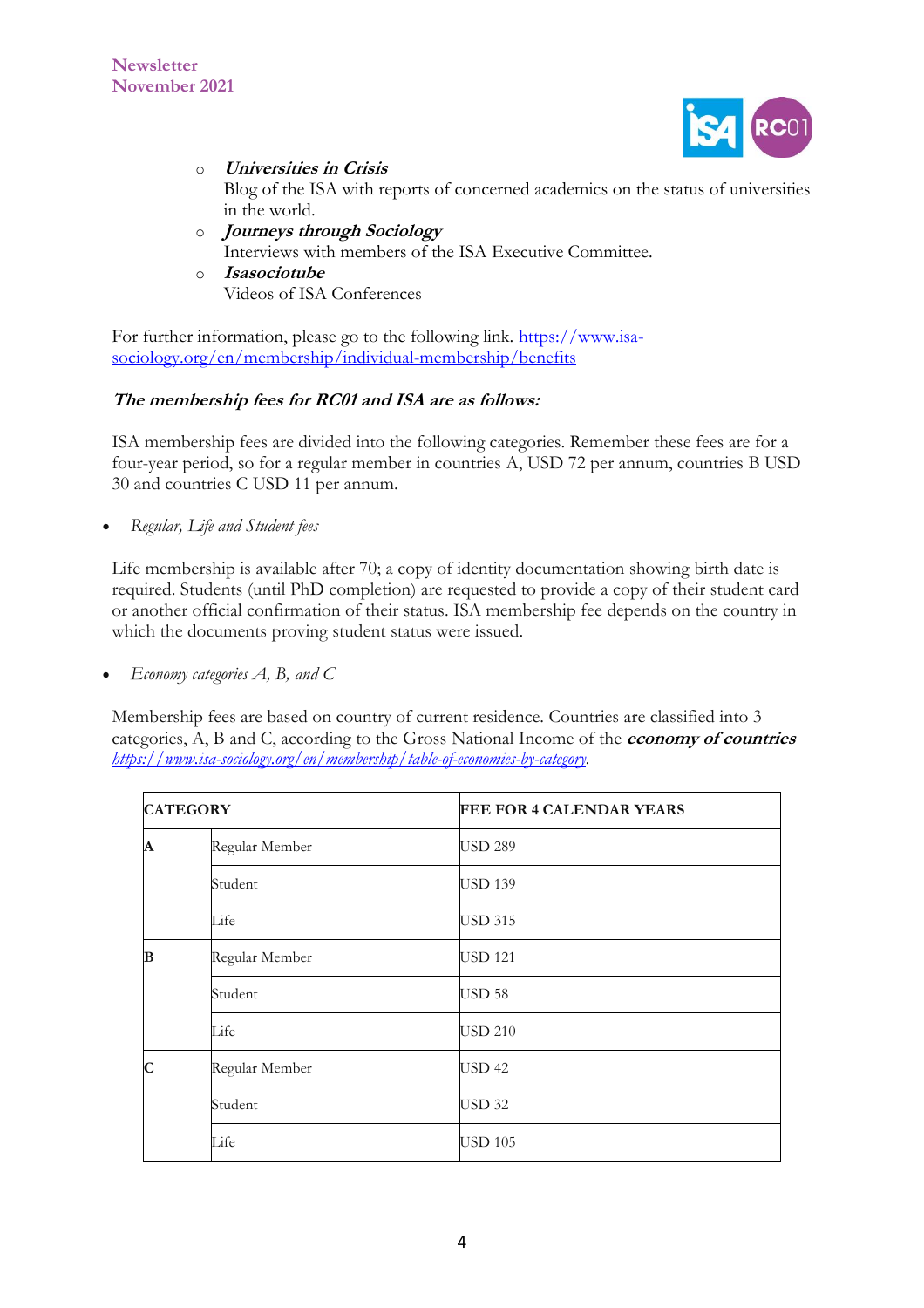- ***Universities in Crisis***
  Blog of the ISA with reports of concerned academics on the status of universities in the world.
- ***Journeys through Sociology***
  Interviews with members of the ISA Executive Committee.
- ***Isasociotube***
  Videos of ISA Conferences

For further information, please go to the following link. [https://www.isa-sociology.org/en/membership/individual-membership/benefits](https://www.isa-sociology.org/en/membership/individual-membership/benefits)

***The membership fees for RC01 and ISA are as follows:***

ISA membership fees are divided into the following categories. Remember these fees are for a four-year period, so for a regular member in countries A, USD 72 per annum, countries B USD 30 and countries C USD 11 per annum.

- *Regular, Life and Student fees*

Life membership is available after 70; a copy of identity documentation showing birth date is required. Students (until PhD completion) are requested to provide a copy of their student card or another official confirmation of their status. ISA membership fee depends on the country in which the documents proving student status were issued.

- *Economy categories A, B, and C*

Membership fees are based on country of current residence. Countries are classified into 3 categories, A, B and C, according to the Gross National Income of the ***economy of countries*** [*https://www.isa-sociology.org/en/membership/table-of-economies-by-category*](https://www.isa-sociology.org/en/membership/table-of-economies-by-category).

| CATEGORY | | FEE FOR 4 CALENDAR YEARS |
|---|---|---|
| **A** | Regular Member | USD 289 |
| | Student | USD 139 |
| | Life | USD 315 |
| **B** | Regular Member | USD 121 |
| | Student | USD 58 |
| | Life | USD 210 |
| **C** | Regular Member | USD 42 |
| | Student | USD 32 |
| | Life | USD 105 |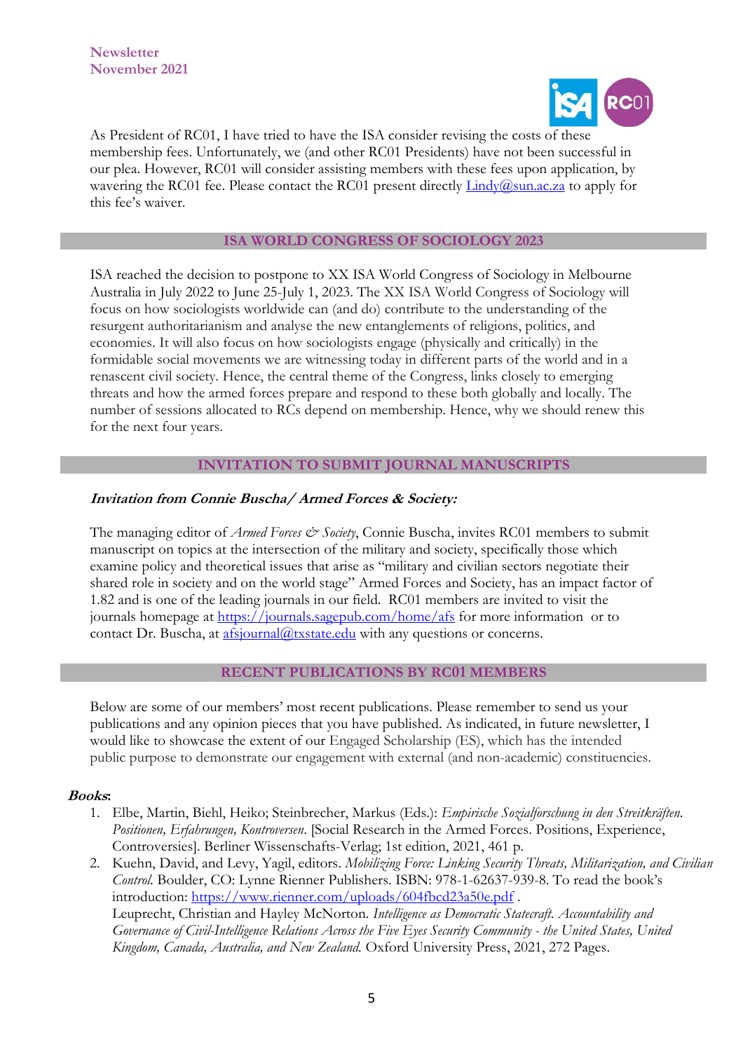As President of RC01, I have tried to have the ISA consider revising the costs of these membership fees. Unfortunately, we (and other RC01 Presidents) have not been successful in our plea. However, RC01 will consider assisting members with these fees upon application, by wavering the RC01 fee. Please contact the RC01 present directly [Lindy@sun.ac.za](mailto:Lindy@sun.ac.za) to apply for this fee's waiver.

## ISA WORLD CONGRESS OF SOCIOLOGY 2023

ISA reached the decision to postpone to XX ISA World Congress of Sociology in Melbourne Australia in July 2022 to June 25-July 1, 2023. The XX ISA World Congress of Sociology will focus on how sociologists worldwide can (and do) contribute to the understanding of the resurgent authoritarianism and analyse the new entanglements of religions, politics, and economies. It will also focus on how sociologists engage (physically and critically) in the formidable social movements we are witnessing today in different parts of the world and in a renascent civil society. Hence, the central theme of the Congress, links closely to emerging threats and how the armed forces prepare and respond to these both globally and locally. The number of sessions allocated to RCs depend on membership. Hence, why we should renew this for the next four years.

## INVITATION TO SUBMIT JOURNAL MANUSCRIPTS

***Invitation from Connie Buscha/ Armed Forces & Society:***

The managing editor of *Armed Forces & Society*, Connie Buscha, invites RC01 members to submit manuscript on topics at the intersection of the military and society, specifically those which examine policy and theoretical issues that arise as "military and civilian sectors negotiate their shared role in society and on the world stage" Armed Forces and Society, has an impact factor of 1.82 and is one of the leading journals in our field. RC01 members are invited to visit the journals homepage at [https://journals.sagepub.com/home/afs](https://journals.sagepub.com/home/afs) for more information or to contact Dr. Buscha, at [afsjournal@txstate.edu](mailto:afsjournal@txstate.edu) with any questions or concerns.

## RECENT PUBLICATIONS BY RC01 MEMBERS

Below are some of our members' most recent publications. Please remember to send us your publications and any opinion pieces that you have published. As indicated, in future newsletter, I would like to showcase the extent of our Engaged Scholarship (ES), which has the intended public purpose to demonstrate our engagement with external (and non-academic) constituencies.

***Books*:**

1. Elbe, Martin, Biehl, Heiko; Steinbrecher, Markus (Eds.): *Empirische Sozialforschung in den Streitkräften. Positionen, Erfahrungen, Kontroversen.* [Social Research in the Armed Forces. Positions, Experience, Controversies]. Berliner Wissenschafts-Verlag; 1st edition, 2021, 461 p.
2. Kuehn, David, and Levy, Yagil, editors. *Mobilizing Force: Linking Security Threats, Militarization, and Civilian Control.* Boulder, CO: Lynne Rienner Publishers. ISBN: 978-1-62637-939-8. To read the book's introduction: [https://www.rienner.com/uploads/604fbcd23a50e.pdf](https://www.rienner.com/uploads/604fbcd23a50e.pdf) .
   Leuprecht, Christian and Hayley McNorton. *Intelligence as Democratic Statecraft. Accountability and Governance of Civil-Intelligence Relations Across the Five Eyes Security Community - the United States, United Kingdom, Canada, Australia, and New Zealand.* Oxford University Press, 2021, 272 Pages.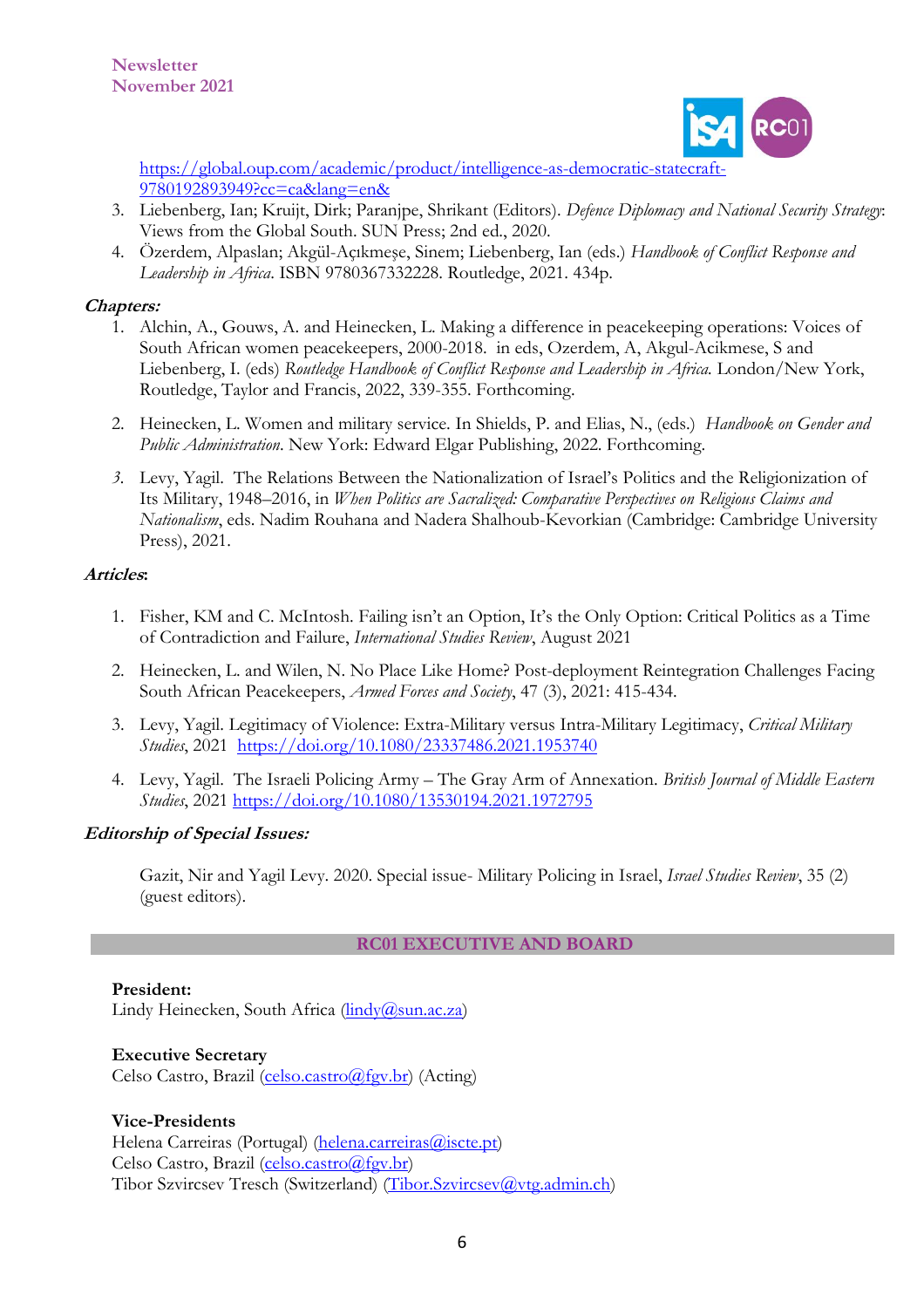https://global.oup.com/academic/product/intelligence-as-democratic-statecraft-9780192893949?cc=ca&lang=en&

3. Liebenberg, Ian; Kruijt, Dirk; Paranjpe, Shrikant (Editors). *Defence Diplomacy and National Security Strategy*: Views from the Global South. SUN Press; 2nd ed., 2020.
4. Özerdem, Alpaslan; Akgül-Açıkmeşe, Sinem; Liebenberg, Ian (eds.) *Handbook of Conflict Response and Leadership in Africa*. ISBN 9780367332228. Routledge, 2021. 434p.

***Chapters:***

1. Alchin, A., Gouws, A. and Heinecken, L. Making a difference in peacekeeping operations: Voices of South African women peacekeepers, 2000-2018. in eds, Ozerdem, A, Akgul-Acikmese, S and Liebenberg, I. (eds) *Routledge Handbook of Conflict Response and Leadership in Africa.* London/New York, Routledge, Taylor and Francis, 2022, 339-355. Forthcoming.

2. Heinecken, L. Women and military service. In Shields, P. and Elias, N., (eds.) *Handbook on Gender and Public Administration.* New York: Edward Elgar Publishing, 2022. Forthcoming.

3. Levy, Yagil. The Relations Between the Nationalization of Israel's Politics and the Religionization of Its Military, 1948–2016, in *When Politics are Sacralized: Comparative Perspectives on Religious Claims and Nationalism*, eds. Nadim Rouhana and Nadera Shalhoub-Kevorkian (Cambridge: Cambridge University Press), 2021.

***Articles*:**

1. Fisher, KM and C. McIntosh. Failing isn't an Option, It's the Only Option: Critical Politics as a Time of Contradiction and Failure, *International Studies Review*, August 2021

2. Heinecken, L. and Wilen, N. No Place Like Home? Post-deployment Reintegration Challenges Facing South African Peacekeepers, *Armed Forces and Society*, 47 (3), 2021: 415-434.

3. Levy, Yagil. Legitimacy of Violence: Extra-Military versus Intra-Military Legitimacy, *Critical Military Studies*, 2021 https://doi.org/10.1080/23337486.2021.1953740

4. Levy, Yagil. The Israeli Policing Army – The Gray Arm of Annexation. *British Journal of Middle Eastern Studies*, 2021 https://doi.org/10.1080/13530194.2021.1972795

***Editorship of Special Issues:***

Gazit, Nir and Yagil Levy. 2020. Special issue- Military Policing in Israel, *Israel Studies Review*, 35 (2) (guest editors).

## RC01 EXECUTIVE AND BOARD

**President:**
Lindy Heinecken, South Africa (lindy@sun.ac.za)

**Executive Secretary**
Celso Castro, Brazil (celso.castro@fgv.br) (Acting)

**Vice-Presidents**
Helena Carreiras (Portugal) (helena.carreiras@iscte.pt)
Celso Castro, Brazil (celso.castro@fgv.br)
Tibor Szvircsev Tresch (Switzerland) (Tibor.Szvircsev@vtg.admin.ch)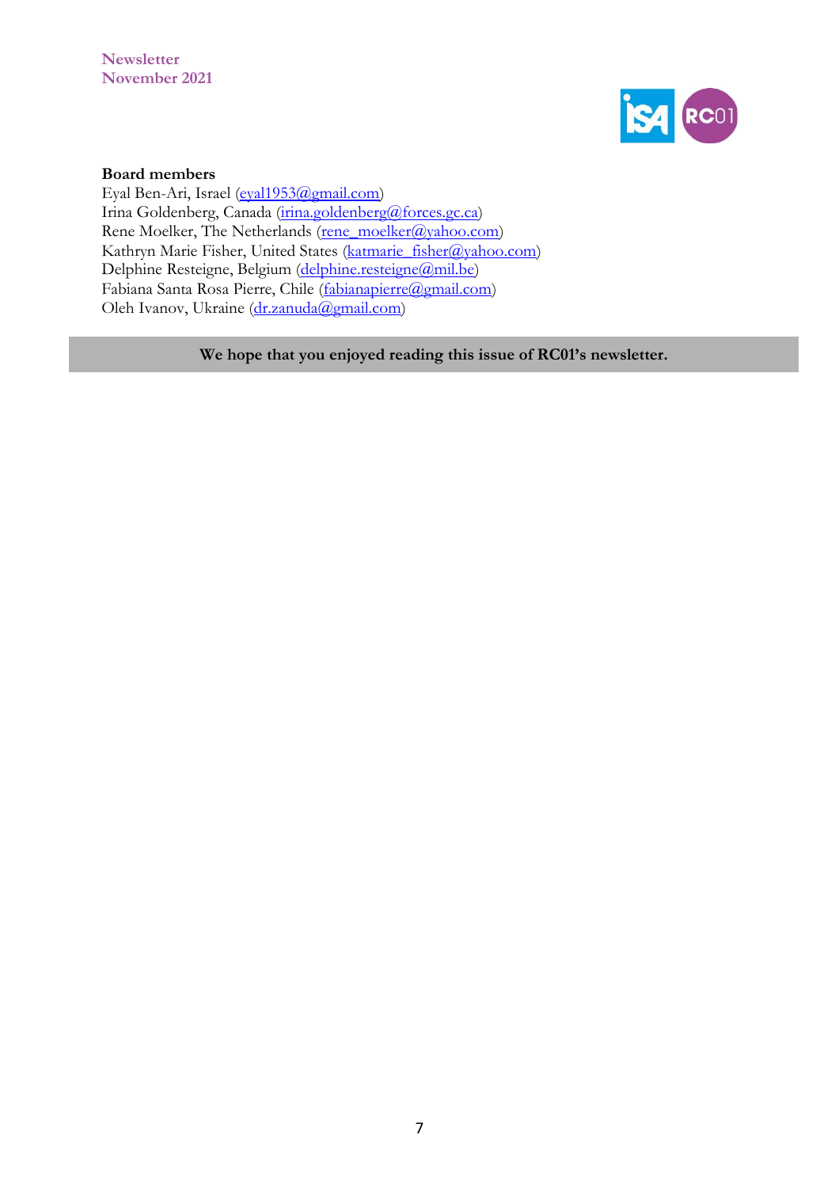**Board members**

Eyal Ben-Ari, Israel (eyal1953@gmail.com)
Irina Goldenberg, Canada (irina.goldenberg@forces.gc.ca)
Rene Moelker, The Netherlands (rene_moelker@yahoo.com)
Kathryn Marie Fisher, United States (katmarie_fisher@yahoo.com)
Delphine Resteigne, Belgium (delphine.resteigne@mil.be)
Fabiana Santa Rosa Pierre, Chile (fabianapierre@gmail.com)
Oleh Ivanov, Ukraine (dr.zanuda@gmail.com)

**We hope that you enjoyed reading this issue of RC01's newsletter.**